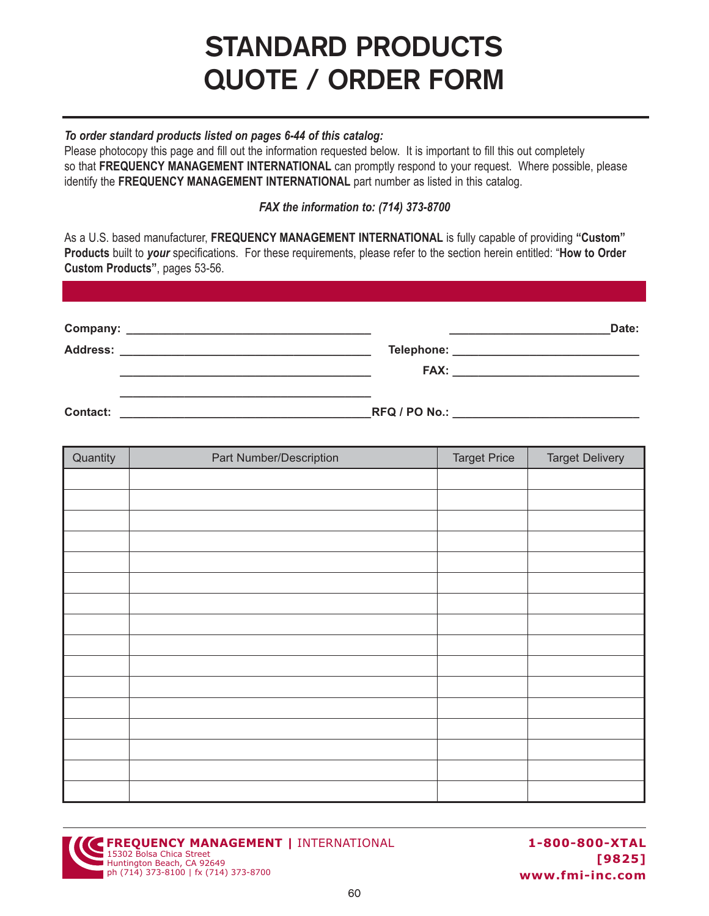# STANDARD PRODUCTS QUOTE / ORDER FORM

***To order standard products listed on pages 6-44 of this catalog:***

Please photocopy this page and fill out the information requested below. It is important to fill this out completely so that **FREQUENCY MANAGEMENT INTERNATIONAL** can promptly respond to your request. Where possible, please identify the **FREQUENCY MANAGEMENT INTERNATIONAL** part number as listed in this catalog.

***FAX the information to: (714) 373-8700***

As a U.S. based manufacturer, **FREQUENCY MANAGEMENT INTERNATIONAL** is fully capable of providing **"Custom" Products** built to ***your*** specifications. For these requirements, please refer to the section herein entitled: "**How to Order Custom Products"**, pages 53-56.

**Company:** ______________________________ ______________________**Date:**

**Address:** ______________________________ **Telephone:** ______________________

______________________________ **FAX:** ______________________

______________________________

**Contact:** ______________________________ **RFQ / PO No.:** ______________________

| Quantity | Part Number/Description | Target Price | Target Delivery |
|---|---|---|---|
| | | | |
| | | | |
| | | | |
| | | | |
| | | | |
| | | | |
| | | | |
| | | | |
| | | | |
| | | | |
| | | | |
| | | | |
| | | | |
| | | | |
| | | | |
| | | | |

**FREQUENCY MANAGEMENT | INTERNATIONAL**
15302 Bolsa Chica Street
Huntington Beach, CA 92649
ph (714) 373-8100 | fx (714) 373-8700

**1-800-800-XTAL [9825]**
**www.fmi-inc.com**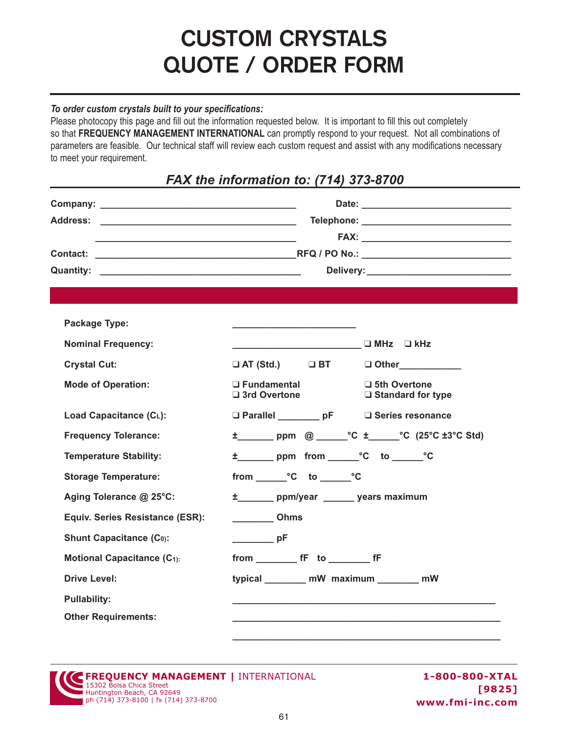# CUSTOM CRYSTALS QUOTE / ORDER FORM

***To order custom crystals built to your specifications:***

Please photocopy this page and fill out the information requested below. It is important to fill this out completely so that **FREQUENCY MANAGEMENT INTERNATIONAL** can promptly respond to your request. Not all combinations of parameters are feasible. Our technical staff will review each custom request and assist with any modifications necessary to meet your requirement.

## *FAX the information to: (714) 373-8700*

**Company:** ______________________________ **Date:** ______________________________

**Address:** ______________________________ **Telephone:** ______________________________

______________________________ **FAX:** ______________________________

**Contact:** ______________________________ **RFQ / PO No.:** ______________________________

**Quantity:** ______________________________ **Delivery:** ______________________________

| | |
|---|---|
| **Package Type:** | ______________________ |
| **Nominal Frequency:** | ______________________ ❑ MHz ❑ kHz |
| **Crystal Cut:** | ❑ AT (Std.) ❑ BT ❑ Other__________ |
| **Mode of Operation:** | ❑ Fundamental ❑ 3rd Overtone ❑ 5th Overtone ❑ Standard for type |
| **Load Capacitance ($C_L$):** | ❑ Parallel _______ pF ❑ Series resonance |
| **Frequency Tolerance:** | ±_______ ppm @ ______°C ±______°C (25°C ±3°C Std) |
| **Temperature Stability:** | ±_______ ppm from ______°C to ______°C |
| **Storage Temperature:** | from ______°C to ______°C |
| **Aging Tolerance @ 25°C:** | ±_______ ppm/year ______ years maximum |
| **Equiv. Series Resistance (ESR):** | _______ Ohms |
| **Shunt Capacitance ($C_0$):** | _______ pF |
| **Motional Capacitance ($C_1$):** | from _______ fF to _______ fF |
| **Drive Level:** | typical _______ mW maximum _______ mW |
| **Pullability:** | ______________________________________ |
| **Other Requirements:** | ______________________________________ |
| | ______________________________________ |

**FREQUENCY MANAGEMENT | INTERNATIONAL**
15302 Bolsa Chica Street
Huntington Beach, CA 92649
ph (714) 373-8100 | fx (714) 373-8700

**1-800-800-XTAL [9825]**
**www.fmi-inc.com**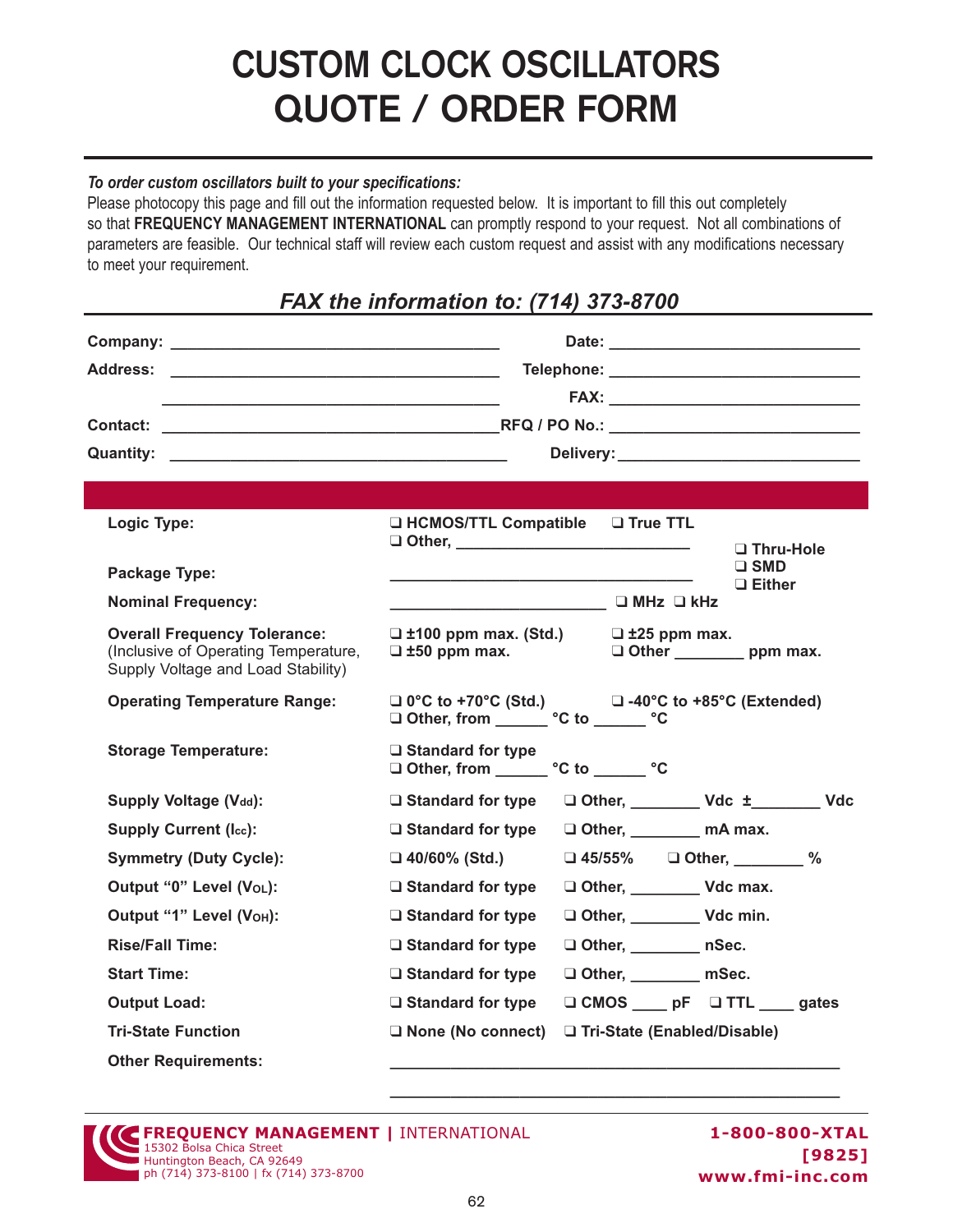# CUSTOM CLOCK OSCILLATORS QUOTE / ORDER FORM

***To order custom oscillators built to your specifications:***

Please photocopy this page and fill out the information requested below. It is important to fill this out completely so that **FREQUENCY MANAGEMENT INTERNATIONAL** can promptly respond to your request. Not all combinations of parameters are feasible. Our technical staff will review each custom request and assist with any modifications necessary to meet your requirement.

## *FAX the information to: (714) 373-8700*

**Company:** ______________________________ **Date:** ______________________________

**Address:** ______________________________ **Telephone:** ______________________________

______________________________ **FAX:** ______________________________

**Contact:** ______________________________ **RFQ / PO No.:** ______________________________

**Quantity:** ______________________________ **Delivery:** ______________________________

| | | | |
|---|---|---|---|
| **Logic Type:** | ❑ HCMOS/TTL Compatible ❑ Other, ________________ | ❑ True TTL | |
| **Package Type:** | ______________________________ | | ❑ Thru-Hole ❑ SMD ❑ Either |
| **Nominal Frequency:** | ______________________ | ❑ MHz ❑ kHz | |
| **Overall Frequency Tolerance:** (Inclusive of Operating Temperature, Supply Voltage and Load Stability) | ❑ ±100 ppm max. (Std.) ❑ ±50 ppm max. | ❑ ±25 ppm max. ❑ Other ________ ppm max. | |
| **Operating Temperature Range:** | ❑ 0°C to +70°C (Std.) ❑ Other, from ______ °C to ______ °C | ❑ -40°C to +85°C (Extended) | |
| **Storage Temperature:** | ❑ Standard for type ❑ Other, from ______ °C to ______ °C | | |
| **Supply Voltage ($V_{dd}$):** | ❑ Standard for type | ❑ Other, ________ Vdc ±________ Vdc | |
| **Supply Current ($I_{cc}$):** | ❑ Standard for type | ❑ Other, ________ mA max. | |
| **Symmetry (Duty Cycle):** | ❑ 40/60% (Std.) | ❑ 45/55% ❑ Other, ________ % | |
| **Output "0" Level ($V_{OL}$):** | ❑ Standard for type | ❑ Other, ________ Vdc max. | |
| **Output "1" Level ($V_{OH}$):** | ❑ Standard for type | ❑ Other, ________ Vdc min. | |
| **Rise/Fall Time:** | ❑ Standard for type | ❑ Other, ________ nSec. | |
| **Start Time:** | ❑ Standard for type | ❑ Other, ________ mSec. | |
| **Output Load:** | ❑ Standard for type | ❑ CMOS ____ pF ❑ TTL ____ gates | |
| **Tri-State Function** | ❑ None (No connect) | ❑ Tri-State (Enabled/Disable) | |
| **Other Requirements:** | ______________________________________________ | | |

**FREQUENCY MANAGEMENT | INTERNATIONAL**
15302 Bolsa Chica Street
Huntington Beach, CA 92649
ph (714) 373-8100 | fx (714) 373-8700

**1-800-800-XTAL [9825]**
**www.fmi-inc.com**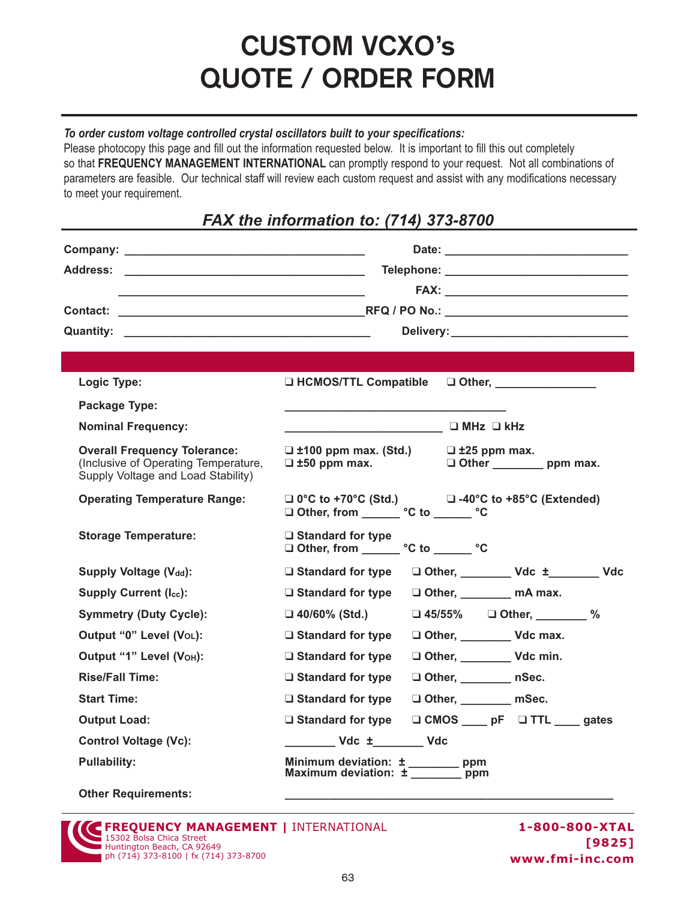# CUSTOM VCXO's QUOTE / ORDER FORM

***To order custom voltage controlled crystal oscillators built to your specifications:***
Please photocopy this page and fill out the information requested below. It is important to fill this out completely so that **FREQUENCY MANAGEMENT INTERNATIONAL** can promptly respond to your request. Not all combinations of parameters are feasible. Our technical staff will review each custom request and assist with any modifications necessary to meet your requirement.

## *FAX the information to: (714) 373-8700*

**Company:** ______________________________ **Date:** ______________________________

**Address:** ______________________________ **Telephone:** ______________________________

______________________________ **FAX:** ______________________________

**Contact:** ______________________________ **RFQ / PO No.:** ______________________________

**Quantity:** ______________________________ **Delivery:** ______________________________

| | |
|---|---|
| **Logic Type:** | ❑ **HCMOS/TTL Compatible** ❑ **Other,** _______________ |
| **Package Type:** | ________________________________ |
| **Nominal Frequency:** | ______________________ ❑ **MHz** ❑ **kHz** |
| **Overall Frequency Tolerance:** (Inclusive of Operating Temperature, Supply Voltage and Load Stability) | ❑ **±100 ppm max. (Std.)** ❑ **±25 ppm max.** ❑ **±50 ppm max.** ❑ **Other** ________ **ppm max.** |
| **Operating Temperature Range:** | ❑ **0°C to +70°C (Std.)** ❑ **-40°C to +85°C (Extended)** ❑ **Other, from** ______ **°C to** ______ **°C** |
| **Storage Temperature:** | ❑ **Standard for type** ❑ **Other, from** ______ **°C to** ______ **°C** |
| **Supply Voltage ($V_{dd}$):** | ❑ **Standard for type** ❑ **Other,** ________ **Vdc ±**________ **Vdc** |
| **Supply Current ($I_{cc}$):** | ❑ **Standard for type** ❑ **Other,** ________ **mA max.** |
| **Symmetry (Duty Cycle):** | ❑ **40/60% (Std.)** ❑ **45/55%** ❑ **Other,** ________ **%** |
| **Output "0" Level ($V_{OL}$):** | ❑ **Standard for type** ❑ **Other,** ________ **Vdc max.** |
| **Output "1" Level ($V_{OH}$):** | ❑ **Standard for type** ❑ **Other,** ________ **Vdc min.** |
| **Rise/Fall Time:** | ❑ **Standard for type** ❑ **Other,** ________ **nSec.** |
| **Start Time:** | ❑ **Standard for type** ❑ **Other,** ________ **mSec.** |
| **Output Load:** | ❑ **Standard for type** ❑ **CMOS** ____ **pF** ❑ **TTL** ____ **gates** |
| **Control Voltage (Vc):** | ________ **Vdc ±**________ **Vdc** |
| **Pullability:** | **Minimum deviation: ±** ________ **ppm** **Maximum deviation: ±** ________ **ppm** |
| **Other Requirements:** | ________________________________________________ |

**FREQUENCY MANAGEMENT | INTERNATIONAL**
15302 Bolsa Chica Street
Huntington Beach, CA 92649
ph (714) 373-8100 | fx (714) 373-8700

**1-800-800-XTAL [9825]**
**www.fmi-inc.com**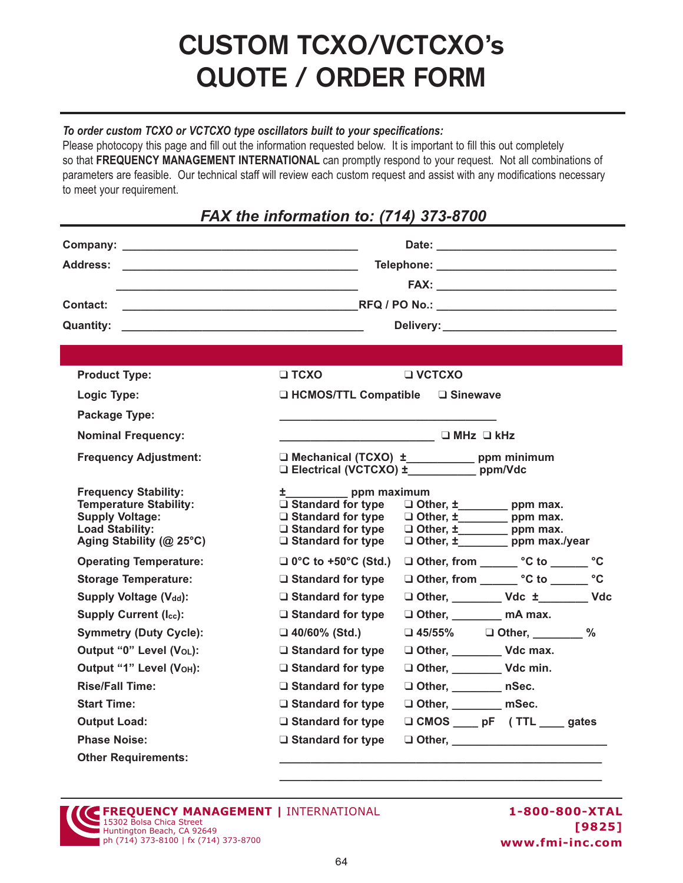# CUSTOM TCXO/VCTCXO's QUOTE / ORDER FORM

***To order custom TCXO or VCTCXO type oscillators built to your specifications:***
Please photocopy this page and fill out the information requested below. It is important to fill this out completely so that **FREQUENCY MANAGEMENT INTERNATIONAL** can promptly respond to your request. Not all combinations of parameters are feasible. Our technical staff will review each custom request and assist with any modifications necessary to meet your requirement.

***FAX the information to: (714) 373-8700***

**Company:** ______________________________ **Date:** ______________________________

**Address:** ______________________________ **Telephone:** ______________________________

______________________________ **FAX:** ______________________________

**Contact:** ______________________________ **RFQ / PO No.:** ______________________________

**Quantity:** ______________________________ **Delivery:** ______________________________

| | | |
|---|---|---|
| **Product Type:** | ❑ TCXO | ❑ VCTCXO |
| **Logic Type:** | ❑ HCMOS/TTL Compatible | ❑ Sinewave |
| **Package Type:** | ______________________________ | |
| **Nominal Frequency:** | ______________________ ❑ MHz ❑ kHz | |
| **Frequency Adjustment:** | ❑ Mechanical (TCXO) ±__________ ppm minimum<br>❑ Electrical (VCTCXO) ±__________ ppm/Vdc | |
| **Frequency Stability:** | ±__________ ppm maximum | |
| **Temperature Stability:** | ❑ Standard for type | ❑ Other, ±________ ppm max. |
| **Supply Voltage:** | ❑ Standard for type | ❑ Other, ±________ ppm max. |
| **Load Stability:** | ❑ Standard for type | ❑ Other, ±________ ppm max. |
| **Aging Stability (@ 25°C)** | ❑ Standard for type | ❑ Other, ±________ ppm max./year |
| **Operating Temperature:** | ❑ 0°C to +50°C (Std.) | ❑ Other, from ______ °C to ______ °C |
| **Storage Temperature:** | ❑ Standard for type | ❑ Other, from ______ °C to ______ °C |
| **Supply Voltage ($V_{dd}$):** | ❑ Standard for type | ❑ Other, ________ Vdc ±________ Vdc |
| **Supply Current ($I_{cc}$):** | ❑ Standard for type | ❑ Other, ________ mA max. |
| **Symmetry (Duty Cycle):** | ❑ 40/60% (Std.) | ❑ 45/55% ❑ Other, ________ % |
| **Output "0" Level ($V_{OL}$):** | ❑ Standard for type | ❑ Other, ________ Vdc max. |
| **Output "1" Level ($V_{OH}$):** | ❑ Standard for type | ❑ Other, ________ Vdc min. |
| **Rise/Fall Time:** | ❑ Standard for type | ❑ Other, ________ nSec. |
| **Start Time:** | ❑ Standard for type | ❑ Other, ________ mSec. |
| **Output Load:** | ❑ Standard for type | ❑ CMOS ____ pF ( TTL ____ gates |
| **Phase Noise:** | ❑ Standard for type | ❑ Other, ________________________ |
| **Other Requirements:** | ______________________________________________<br>______________________________________________ | |

**FREQUENCY MANAGEMENT | INTERNATIONAL**
15302 Bolsa Chica Street
Huntington Beach, CA 92649
ph (714) 373-8100 | fx (714) 373-8700

**1-800-800-XTAL [9825]**
**www.fmi-inc.com**